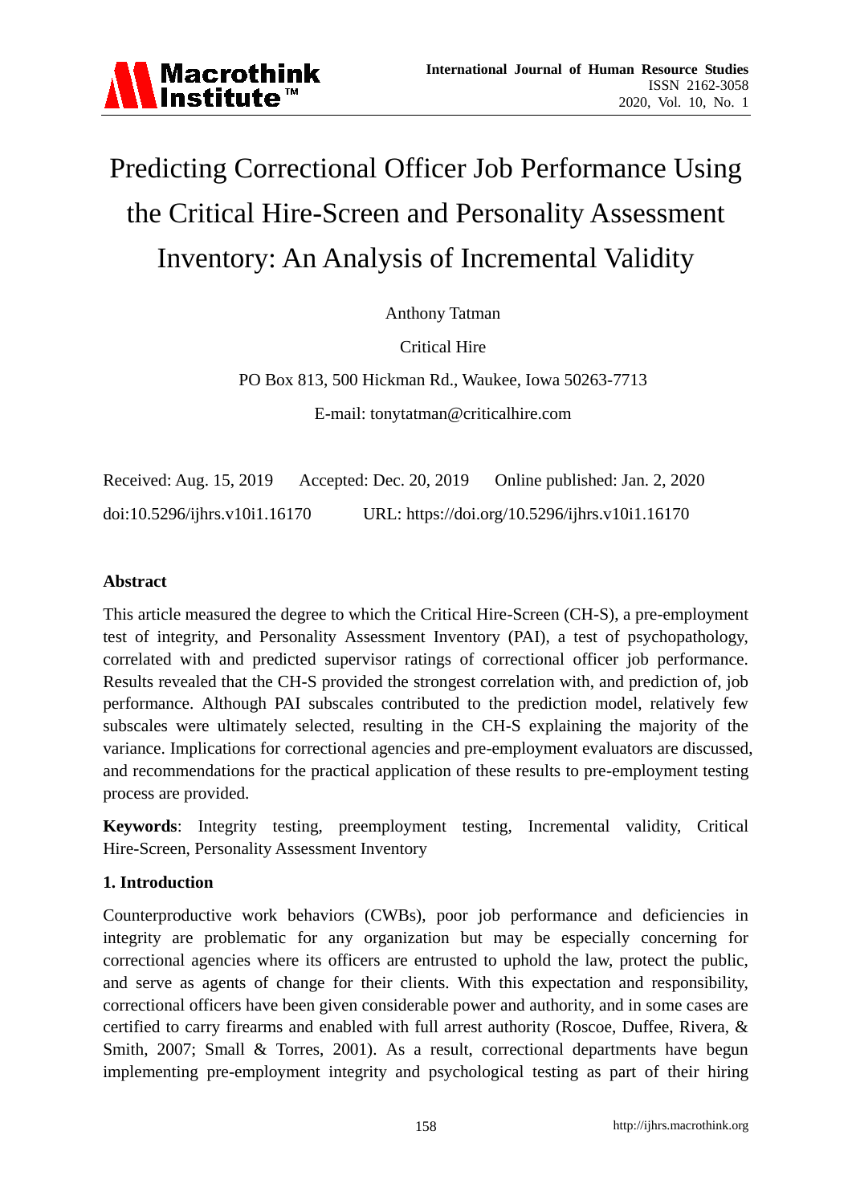# Predicting Correctional Officer Job Performance Using the Critical Hire-Screen and Personality Assessment Inventory: An Analysis of Incremental Validity

Anthony Tatman

Critical Hire

PO Box 813, 500 Hickman Rd., Waukee, Iowa 50263-7713

E-mail: tonytatman@criticalhire.com

Received: Aug. 15, 2019 Accepted: Dec. 20, 2019 Online published: Jan. 2, 2020

doi:10.5296/ijhrs.v10i1.16170 URL: https://doi.org/10.5296/ijhrs.v10i1.16170

## Abstract

This article measured the degree to which the Critical Hire-Screen (CH-S), a pre-employment test of integrity, and Personality Assessment Inventory (PAI), a test of psychopathology, correlated with and predicted supervisor ratings of correctional officer job performance. Results revealed that the CH-S provided the strongest correlation with, and prediction of, job performance. Although PAI subscales contributed to the prediction model, relatively few subscales were ultimately selected, resulting in the CH-S explaining the majority of the variance. Implications for correctional agencies and pre-employment evaluators are discussed, and recommendations for the practical application of these results to pre-employment testing process are provided.

**Keywords**: Integrity testing, preemployment testing, Incremental validity, Critical Hire-Screen, Personality Assessment Inventory

## 1. Introduction

Counterproductive work behaviors (CWBs), poor job performance and deficiencies in integrity are problematic for any organization but may be especially concerning for correctional agencies where its officers are entrusted to uphold the law, protect the public, and serve as agents of change for their clients. With this expectation and responsibility, correctional officers have been given considerable power and authority, and in some cases are certified to carry firearms and enabled with full arrest authority (Roscoe, Duffee, Rivera, & Smith, 2007; Small & Torres, 2001). As a result, correctional departments have begun implementing pre-employment integrity and psychological testing as part of their hiring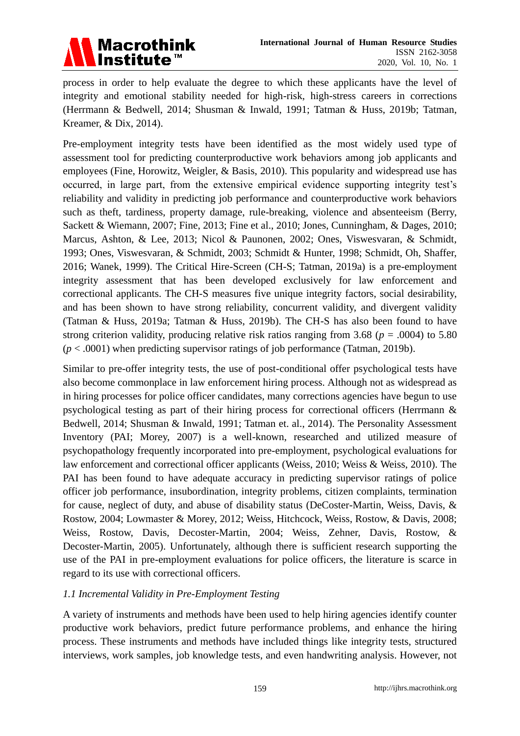process in order to help evaluate the degree to which these applicants have the level of integrity and emotional stability needed for high-risk, high-stress careers in corrections (Herrmann & Bedwell, 2014; Shusman & Inwald, 1991; Tatman & Huss, 2019b; Tatman, Kreamer, & Dix, 2014).

Pre-employment integrity tests have been identified as the most widely used type of assessment tool for predicting counterproductive work behaviors among job applicants and employees (Fine, Horowitz, Weigler, & Basis, 2010). This popularity and widespread use has occurred, in large part, from the extensive empirical evidence supporting integrity test's reliability and validity in predicting job performance and counterproductive work behaviors such as theft, tardiness, property damage, rule-breaking, violence and absenteeism (Berry, Sackett & Wiemann, 2007; Fine, 2013; Fine et al., 2010; Jones, Cunningham, & Dages, 2010; Marcus, Ashton, & Lee, 2013; Nicol & Paunonen, 2002; Ones, Viswesvaran, & Schmidt, 1993; Ones, Viswesvaran, & Schmidt, 2003; Schmidt & Hunter, 1998; Schmidt, Oh, Shaffer, 2016; Wanek, 1999). The Critical Hire-Screen (CH-S; Tatman, 2019a) is a pre-employment integrity assessment that has been developed exclusively for law enforcement and correctional applicants. The CH-S measures five unique integrity factors, social desirability, and has been shown to have strong reliability, concurrent validity, and divergent validity (Tatman & Huss, 2019a; Tatman & Huss, 2019b). The CH-S has also been found to have strong criterion validity, producing relative risk ratios ranging from 3.68 ($p$ = .0004) to 5.80 ($p$ < .0001) when predicting supervisor ratings of job performance (Tatman, 2019b).

Similar to pre-offer integrity tests, the use of post-conditional offer psychological tests have also become commonplace in law enforcement hiring process. Although not as widespread as in hiring processes for police officer candidates, many corrections agencies have begun to use psychological testing as part of their hiring process for correctional officers (Herrmann & Bedwell, 2014; Shusman & Inwald, 1991; Tatman et. al., 2014). The Personality Assessment Inventory (PAI; Morey, 2007) is a well-known, researched and utilized measure of psychopathology frequently incorporated into pre-employment, psychological evaluations for law enforcement and correctional officer applicants (Weiss, 2010; Weiss & Weiss, 2010). The PAI has been found to have adequate accuracy in predicting supervisor ratings of police officer job performance, insubordination, integrity problems, citizen complaints, termination for cause, neglect of duty, and abuse of disability status (DeCoster-Martin, Weiss, Davis, & Rostow, 2004; Lowmaster & Morey, 2012; Weiss, Hitchcock, Weiss, Rostow, & Davis, 2008; Weiss, Rostow, Davis, Decoster-Martin, 2004; Weiss, Zehner, Davis, Rostow, & Decoster-Martin, 2005). Unfortunately, although there is sufficient research supporting the use of the PAI in pre-employment evaluations for police officers, the literature is scarce in regard to its use with correctional officers.

### *1.1 Incremental Validity in Pre-Employment Testing*

A variety of instruments and methods have been used to help hiring agencies identify counter productive work behaviors, predict future performance problems, and enhance the hiring process. These instruments and methods have included things like integrity tests, structured interviews, work samples, job knowledge tests, and even handwriting analysis. However, not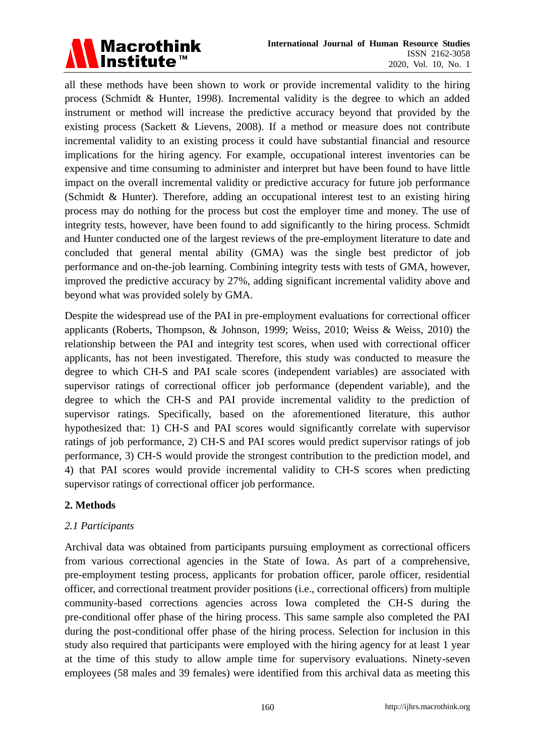all these methods have been shown to work or provide incremental validity to the hiring process (Schmidt & Hunter, 1998). Incremental validity is the degree to which an added instrument or method will increase the predictive accuracy beyond that provided by the existing process (Sackett & Lievens, 2008). If a method or measure does not contribute incremental validity to an existing process it could have substantial financial and resource implications for the hiring agency. For example, occupational interest inventories can be expensive and time consuming to administer and interpret but have been found to have little impact on the overall incremental validity or predictive accuracy for future job performance (Schmidt & Hunter). Therefore, adding an occupational interest test to an existing hiring process may do nothing for the process but cost the employer time and money. The use of integrity tests, however, have been found to add significantly to the hiring process. Schmidt and Hunter conducted one of the largest reviews of the pre-employment literature to date and concluded that general mental ability (GMA) was the single best predictor of job performance and on-the-job learning. Combining integrity tests with tests of GMA, however, improved the predictive accuracy by 27%, adding significant incremental validity above and beyond what was provided solely by GMA.

Despite the widespread use of the PAI in pre-employment evaluations for correctional officer applicants (Roberts, Thompson, & Johnson, 1999; Weiss, 2010; Weiss & Weiss, 2010) the relationship between the PAI and integrity test scores, when used with correctional officer applicants, has not been investigated. Therefore, this study was conducted to measure the degree to which CH-S and PAI scale scores (independent variables) are associated with supervisor ratings of correctional officer job performance (dependent variable), and the degree to which the CH-S and PAI provide incremental validity to the prediction of supervisor ratings. Specifically, based on the aforementioned literature, this author hypothesized that: 1) CH-S and PAI scores would significantly correlate with supervisor ratings of job performance, 2) CH-S and PAI scores would predict supervisor ratings of job performance, 3) CH-S would provide the strongest contribution to the prediction model, and 4) that PAI scores would provide incremental validity to CH-S scores when predicting supervisor ratings of correctional officer job performance.

## 2. Methods

### *2.1 Participants*

Archival data was obtained from participants pursuing employment as correctional officers from various correctional agencies in the State of Iowa. As part of a comprehensive, pre-employment testing process, applicants for probation officer, parole officer, residential officer, and correctional treatment provider positions (i.e., correctional officers) from multiple community-based corrections agencies across Iowa completed the CH-S during the pre-conditional offer phase of the hiring process. This same sample also completed the PAI during the post-conditional offer phase of the hiring process. Selection for inclusion in this study also required that participants were employed with the hiring agency for at least 1 year at the time of this study to allow ample time for supervisory evaluations. Ninety-seven employees (58 males and 39 females) were identified from this archival data as meeting this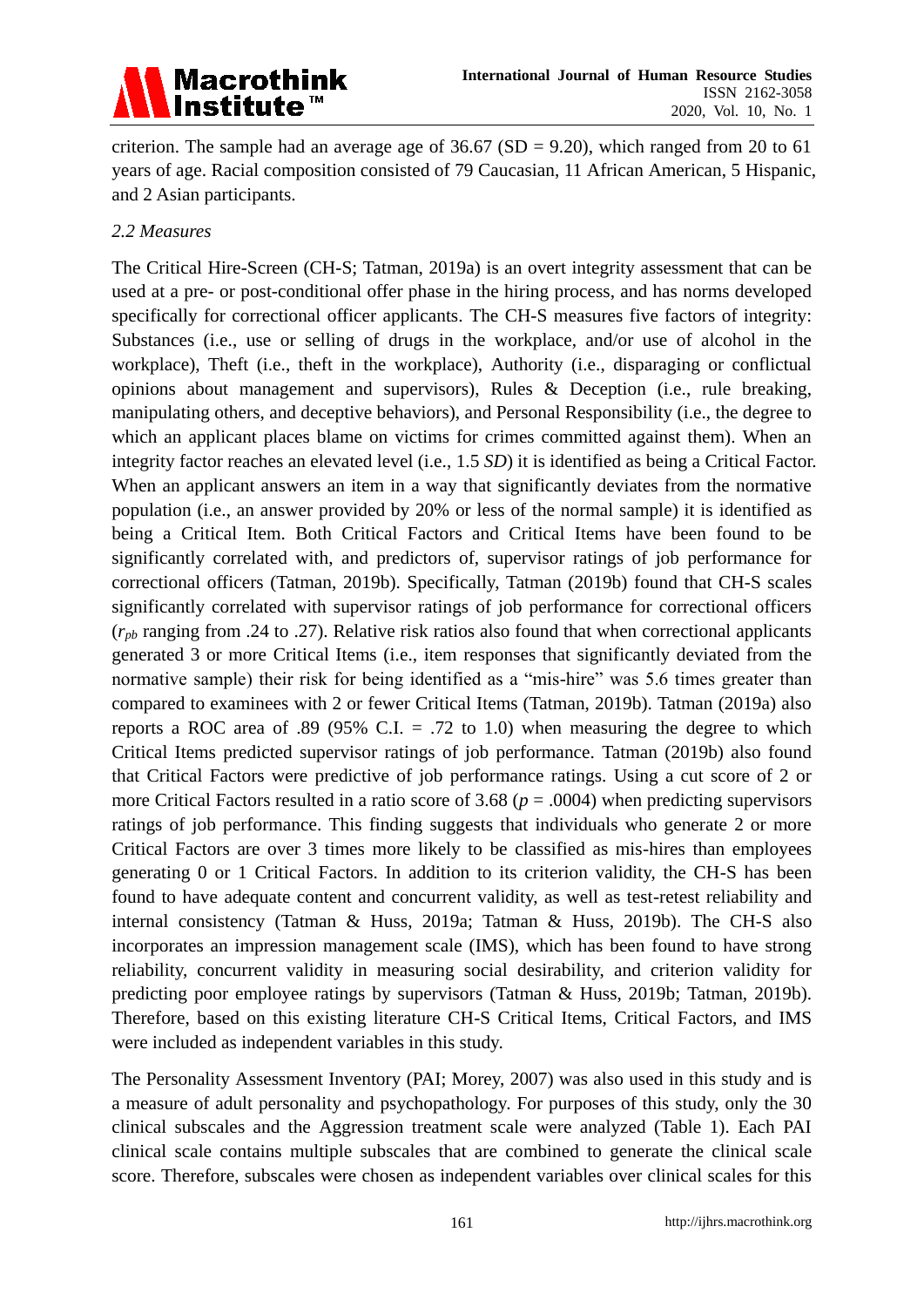criterion. The sample had an average age of 36.67 (SD = 9.20), which ranged from 20 to 61 years of age. Racial composition consisted of 79 Caucasian, 11 African American, 5 Hispanic, and 2 Asian participants.

### *2.2 Measures*

The Critical Hire-Screen (CH-S; Tatman, 2019a) is an overt integrity assessment that can be used at a pre- or post-conditional offer phase in the hiring process, and has norms developed specifically for correctional officer applicants. The CH-S measures five factors of integrity: Substances (i.e., use or selling of drugs in the workplace, and/or use of alcohol in the workplace), Theft (i.e., theft in the workplace), Authority (i.e., disparaging or conflictual opinions about management and supervisors), Rules & Deception (i.e., rule breaking, manipulating others, and deceptive behaviors), and Personal Responsibility (i.e., the degree to which an applicant places blame on victims for crimes committed against them). When an integrity factor reaches an elevated level (i.e., 1.5 *SD*) it is identified as being a Critical Factor. When an applicant answers an item in a way that significantly deviates from the normative population (i.e., an answer provided by 20% or less of the normal sample) it is identified as being a Critical Item. Both Critical Factors and Critical Items have been found to be significantly correlated with, and predictors of, supervisor ratings of job performance for correctional officers (Tatman, 2019b). Specifically, Tatman (2019b) found that CH-S scales significantly correlated with supervisor ratings of job performance for correctional officers ($r_{pb}$ ranging from .24 to .27). Relative risk ratios also found that when correctional applicants generated 3 or more Critical Items (i.e., item responses that significantly deviated from the normative sample) their risk for being identified as a "mis-hire" was 5.6 times greater than compared to examinees with 2 or fewer Critical Items (Tatman, 2019b). Tatman (2019a) also reports a ROC area of .89 (95% C.I. = .72 to 1.0) when measuring the degree to which Critical Items predicted supervisor ratings of job performance. Tatman (2019b) also found that Critical Factors were predictive of job performance ratings. Using a cut score of 2 or more Critical Factors resulted in a ratio score of 3.68 ($p$ = .0004) when predicting supervisors ratings of job performance. This finding suggests that individuals who generate 2 or more Critical Factors are over 3 times more likely to be classified as mis-hires than employees generating 0 or 1 Critical Factors. In addition to its criterion validity, the CH-S has been found to have adequate content and concurrent validity, as well as test-retest reliability and internal consistency (Tatman & Huss, 2019a; Tatman & Huss, 2019b). The CH-S also incorporates an impression management scale (IMS), which has been found to have strong reliability, concurrent validity in measuring social desirability, and criterion validity for predicting poor employee ratings by supervisors (Tatman & Huss, 2019b; Tatman, 2019b). Therefore, based on this existing literature CH-S Critical Items, Critical Factors, and IMS were included as independent variables in this study.

The Personality Assessment Inventory (PAI; Morey, 2007) was also used in this study and is a measure of adult personality and psychopathology. For purposes of this study, only the 30 clinical subscales and the Aggression treatment scale were analyzed (Table 1). Each PAI clinical scale contains multiple subscales that are combined to generate the clinical scale score. Therefore, subscales were chosen as independent variables over clinical scales for this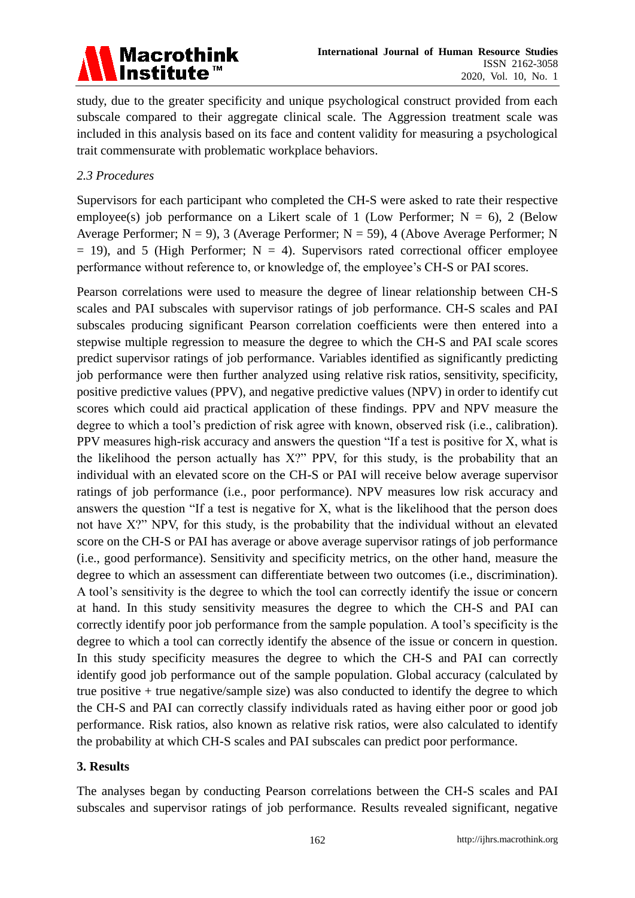study, due to the greater specificity and unique psychological construct provided from each subscale compared to their aggregate clinical scale. The Aggression treatment scale was included in this analysis based on its face and content validity for measuring a psychological trait commensurate with problematic workplace behaviors.

### *2.3 Procedures*

Supervisors for each participant who completed the CH-S were asked to rate their respective employee(s) job performance on a Likert scale of 1 (Low Performer; N = 6), 2 (Below Average Performer; N = 9), 3 (Average Performer; N = 59), 4 (Above Average Performer; N = 19), and 5 (High Performer; N = 4). Supervisors rated correctional officer employee performance without reference to, or knowledge of, the employee's CH-S or PAI scores.

Pearson correlations were used to measure the degree of linear relationship between CH-S scales and PAI subscales with supervisor ratings of job performance. CH-S scales and PAI subscales producing significant Pearson correlation coefficients were then entered into a stepwise multiple regression to measure the degree to which the CH-S and PAI scale scores predict supervisor ratings of job performance. Variables identified as significantly predicting job performance were then further analyzed using relative risk ratios, sensitivity, specificity, positive predictive values (PPV), and negative predictive values (NPV) in order to identify cut scores which could aid practical application of these findings. PPV and NPV measure the degree to which a tool's prediction of risk agree with known, observed risk (i.e., calibration). PPV measures high-risk accuracy and answers the question "If a test is positive for X, what is the likelihood the person actually has X?" PPV, for this study, is the probability that an individual with an elevated score on the CH-S or PAI will receive below average supervisor ratings of job performance (i.e., poor performance). NPV measures low risk accuracy and answers the question "If a test is negative for X, what is the likelihood that the person does not have X?" NPV, for this study, is the probability that the individual without an elevated score on the CH-S or PAI has average or above average supervisor ratings of job performance (i.e., good performance). Sensitivity and specificity metrics, on the other hand, measure the degree to which an assessment can differentiate between two outcomes (i.e., discrimination). A tool's sensitivity is the degree to which the tool can correctly identify the issue or concern at hand. In this study sensitivity measures the degree to which the CH-S and PAI can correctly identify poor job performance from the sample population. A tool's specificity is the degree to which a tool can correctly identify the absence of the issue or concern in question. In this study specificity measures the degree to which the CH-S and PAI can correctly identify good job performance out of the sample population. Global accuracy (calculated by true positive + true negative/sample size) was also conducted to identify the degree to which the CH-S and PAI can correctly classify individuals rated as having either poor or good job performance. Risk ratios, also known as relative risk ratios, were also calculated to identify the probability at which CH-S scales and PAI subscales can predict poor performance.

## 3. Results

The analyses began by conducting Pearson correlations between the CH-S scales and PAI subscales and supervisor ratings of job performance. Results revealed significant, negative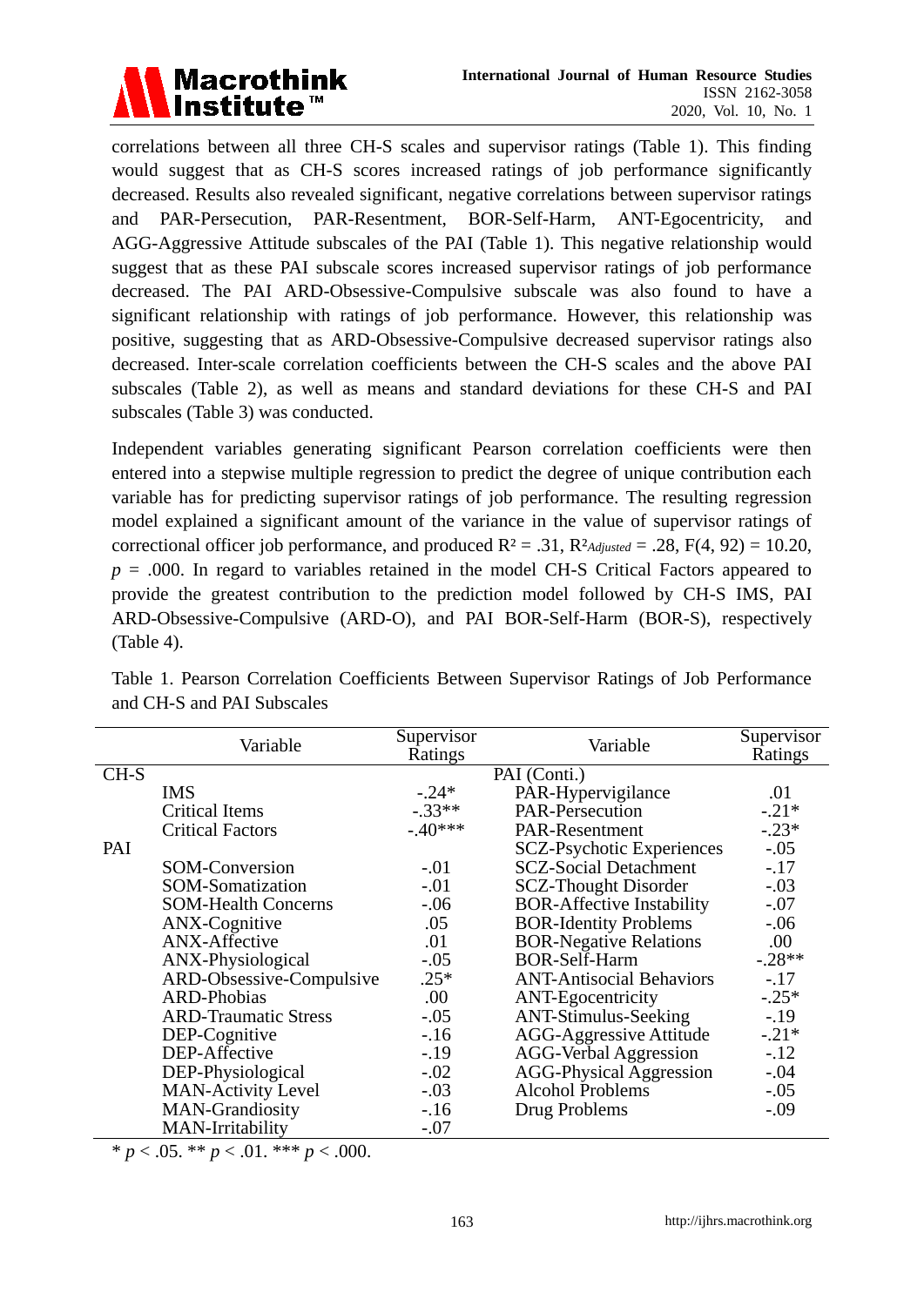correlations between all three CH-S scales and supervisor ratings (Table 1). This finding would suggest that as CH-S scores increased ratings of job performance significantly decreased. Results also revealed significant, negative correlations between supervisor ratings and PAR-Persecution, PAR-Resentment, BOR-Self-Harm, ANT-Egocentricity, and AGG-Aggressive Attitude subscales of the PAI (Table 1). This negative relationship would suggest that as these PAI subscale scores increased supervisor ratings of job performance decreased. The PAI ARD-Obsessive-Compulsive subscale was also found to have a significant relationship with ratings of job performance. However, this relationship was positive, suggesting that as ARD-Obsessive-Compulsive decreased supervisor ratings also decreased. Inter-scale correlation coefficients between the CH-S scales and the above PAI subscales (Table 2), as well as means and standard deviations for these CH-S and PAI subscales (Table 3) was conducted.

Independent variables generating significant Pearson correlation coefficients were then entered into a stepwise multiple regression to predict the degree of unique contribution each variable has for predicting supervisor ratings of job performance. The resulting regression model explained a significant amount of the variance in the value of supervisor ratings of correctional officer job performance, and produced $R^2 = .31$, $R^2_{Adjusted} = .28$, $F(4, 92) = 10.20$, $p = .000$. In regard to variables retained in the model CH-S Critical Factors appeared to provide the greatest contribution to the prediction model followed by CH-S IMS, PAI ARD-Obsessive-Compulsive (ARD-O), and PAI BOR-Self-Harm (BOR-S), respectively (Table 4).

Table 1. Pearson Correlation Coefficients Between Supervisor Ratings of Job Performance and CH-S and PAI Subscales

| | Variable | Supervisor Ratings | Variable | Supervisor Ratings |
|---|---|---|---|---|
| CH-S | | | PAI (Conti.) | |
| | IMS | -.24* | PAR-Hypervigilance | .01 |
| | Critical Items | -.33** | PAR-Persecution | -.21* |
| | Critical Factors | -.40*** | PAR-Resentment | -.23* |
| PAI | | | SCZ-Psychotic Experiences | -.05 |
| | SOM-Conversion | -.01 | SCZ-Social Detachment | -.17 |
| | SOM-Somatization | -.01 | SCZ-Thought Disorder | -.03 |
| | SOM-Health Concerns | -.06 | BOR-Affective Instability | -.07 |
| | ANX-Cognitive | .05 | BOR-Identity Problems | -.06 |
| | ANX-Affective | .01 | BOR-Negative Relations | .00 |
| | ANX-Physiological | -.05 | BOR-Self-Harm | -.28** |
| | ARD-Obsessive-Compulsive | .25* | ANT-Antisocial Behaviors | -.17 |
| | ARD-Phobias | .00 | ANT-Egocentricity | -.25* |
| | ARD-Traumatic Stress | -.05 | ANT-Stimulus-Seeking | -.19 |
| | DEP-Cognitive | -.16 | AGG-Aggressive Attitude | -.21* |
| | DEP-Affective | -.19 | AGG-Verbal Aggression | -.12 |
| | DEP-Physiological | -.02 | AGG-Physical Aggression | -.04 |
| | MAN-Activity Level | -.03 | Alcohol Problems | -.05 |
| | MAN-Grandiosity | -.16 | Drug Problems | -.09 |
| | MAN-Irritability | -.07 | | |

* $p < .05$. ** $p < .01$. *** $p < .000$.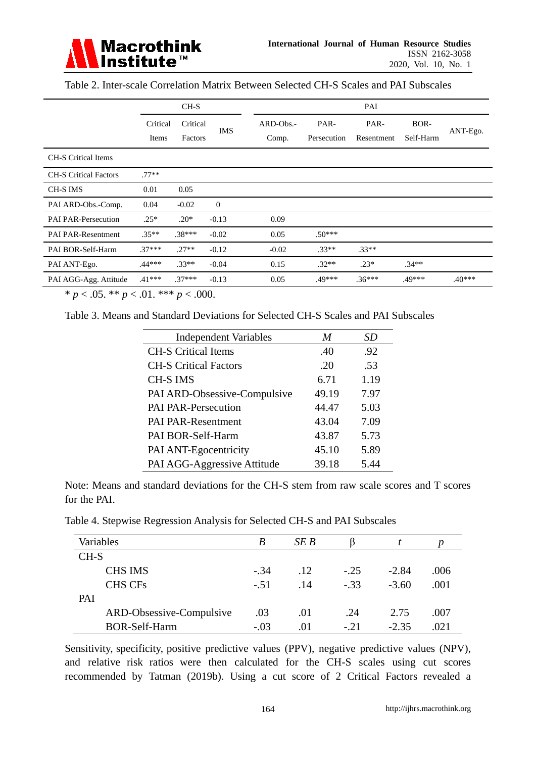Table 2. Inter-scale Correlation Matrix Between Selected CH-S Scales and PAI Subscales

| | CH-S | | | PAI | | | | |
|---|---|---|---|---|---|---|---|---|
| | Critical Items | Critical Factors | IMS | ARD-Obs.-Comp. | PAR-Persecution | PAR-Resentment | BOR-Self-Harm | ANT-Ego. |
| CH-S Critical Items | | | | | | | | |
| CH-S Critical Factors | .77** | | | | | | | |
| CH-S IMS | 0.01 | 0.05 | | | | | | |
| PAI ARD-Obs.-Comp. | 0.04 | -0.02 | 0 | | | | | |
| PAI PAR-Persecution | .25* | .20* | -0.13 | 0.09 | | | | |
| PAI PAR-Resentment | .35** | .38*** | -0.02 | 0.05 | .50*** | | | |
| PAI BOR-Self-Harm | .37*** | .27** | -0.12 | -0.02 | .33** | .33** | | |
| PAI ANT-Ego. | .44*** | .33** | -0.04 | 0.15 | .32** | .23* | .34** | |
| PAI AGG-Agg. Attitude | .41*** | .37*** | -0.13 | 0.05 | .49*** | .36*** | .49*** | .40*** |

* $p < .05$. ** $p < .01$. *** $p < .000$.

Table 3. Means and Standard Deviations for Selected CH-S Scales and PAI Subscales

| Independent Variables | *M* | *SD* |
|---|---|---|
| CH-S Critical Items | .40 | .92 |
| CH-S Critical Factors | .20 | .53 |
| CH-S IMS | 6.71 | 1.19 |
| PAI ARD-Obsessive-Compulsive | 49.19 | 7.97 |
| PAI PAR-Persecution | 44.47 | 5.03 |
| PAI PAR-Resentment | 43.04 | 7.09 |
| PAI BOR-Self-Harm | 43.87 | 5.73 |
| PAI ANT-Egocentricity | 45.10 | 5.89 |
| PAI AGG-Aggressive Attitude | 39.18 | 5.44 |

Note: Means and standard deviations for the CH-S stem from raw scale scores and T scores for the PAI.

Table 4. Stepwise Regression Analysis for Selected CH-S and PAI Subscales

| Variables | *B* | *SE B* | β | *t* | *p* |
|---|---|---|---|---|---|
| CH-S | | | | | |
| CHS IMS | -.34 | .12 | -.25 | -2.84 | .006 |
| CHS CFs | -.51 | .14 | -.33 | -3.60 | .001 |
| PAI | | | | | |
| ARD-Obsessive-Compulsive | .03 | .01 | .24 | 2.75 | .007 |
| BOR-Self-Harm | -.03 | .01 | -.21 | -2.35 | .021 |

Sensitivity, specificity, positive predictive values (PPV), negative predictive values (NPV), and relative risk ratios were then calculated for the CH-S scales using cut scores recommended by Tatman (2019b). Using a cut score of 2 Critical Factors revealed a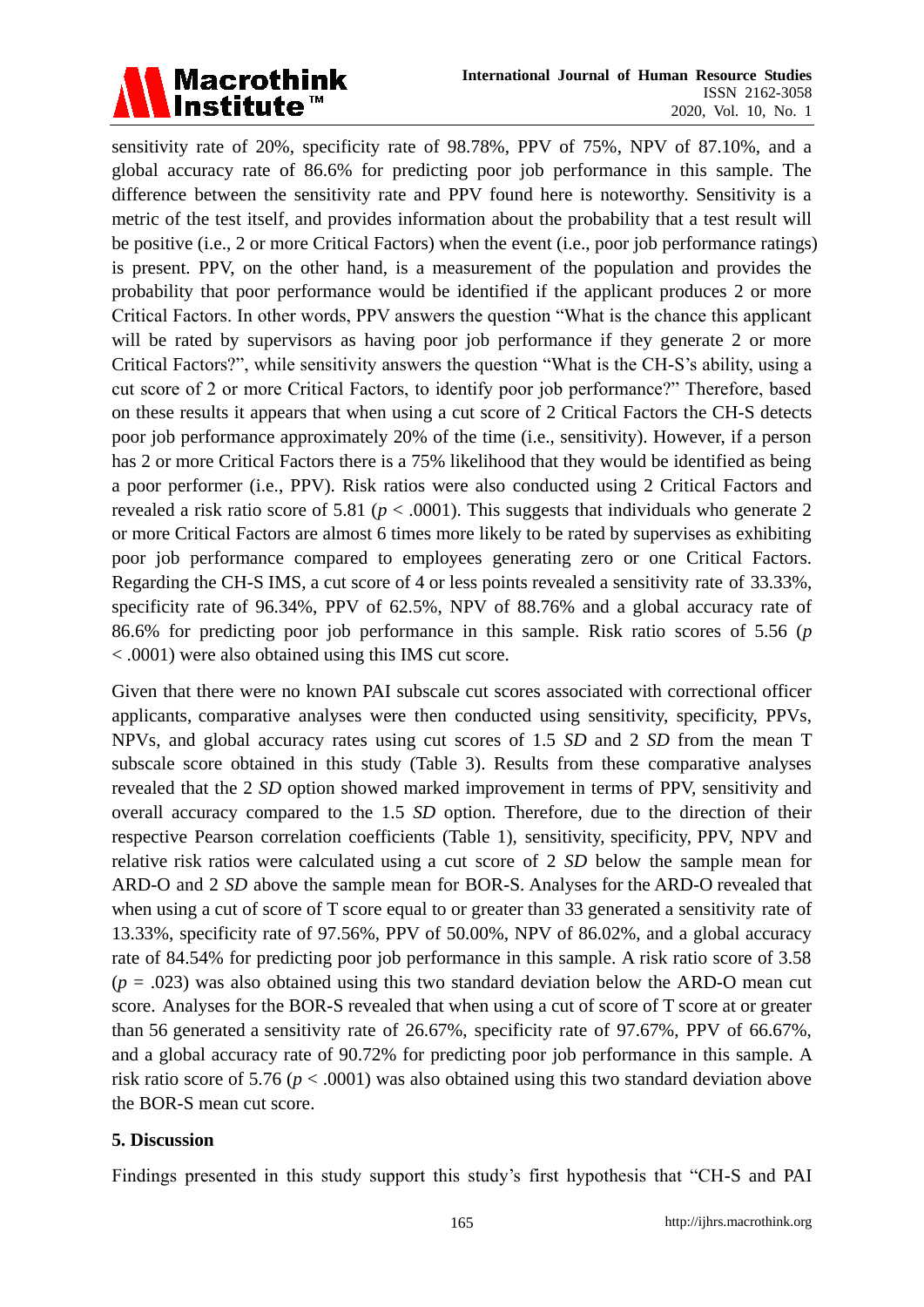sensitivity rate of 20%, specificity rate of 98.78%, PPV of 75%, NPV of 87.10%, and a global accuracy rate of 86.6% for predicting poor job performance in this sample. The difference between the sensitivity rate and PPV found here is noteworthy. Sensitivity is a metric of the test itself, and provides information about the probability that a test result will be positive (i.e., 2 or more Critical Factors) when the event (i.e., poor job performance ratings) is present. PPV, on the other hand, is a measurement of the population and provides the probability that poor performance would be identified if the applicant produces 2 or more Critical Factors. In other words, PPV answers the question "What is the chance this applicant will be rated by supervisors as having poor job performance if they generate 2 or more Critical Factors?", while sensitivity answers the question "What is the CH-S's ability, using a cut score of 2 or more Critical Factors, to identify poor job performance?" Therefore, based on these results it appears that when using a cut score of 2 Critical Factors the CH-S detects poor job performance approximately 20% of the time (i.e., sensitivity). However, if a person has 2 or more Critical Factors there is a 75% likelihood that they would be identified as being a poor performer (i.e., PPV). Risk ratios were also conducted using 2 Critical Factors and revealed a risk ratio score of 5.81 ($p < .0001$). This suggests that individuals who generate 2 or more Critical Factors are almost 6 times more likely to be rated by supervises as exhibiting poor job performance compared to employees generating zero or one Critical Factors. Regarding the CH-S IMS, a cut score of 4 or less points revealed a sensitivity rate of 33.33%, specificity rate of 96.34%, PPV of 62.5%, NPV of 88.76% and a global accuracy rate of 86.6% for predicting poor job performance in this sample. Risk ratio scores of 5.56 ($p < .0001$) were also obtained using this IMS cut score.

Given that there were no known PAI subscale cut scores associated with correctional officer applicants, comparative analyses were then conducted using sensitivity, specificity, PPVs, NPVs, and global accuracy rates using cut scores of 1.5 *SD* and 2 *SD* from the mean T subscale score obtained in this study (Table 3). Results from these comparative analyses revealed that the 2 *SD* option showed marked improvement in terms of PPV, sensitivity and overall accuracy compared to the 1.5 *SD* option. Therefore, due to the direction of their respective Pearson correlation coefficients (Table 1), sensitivity, specificity, PPV, NPV and relative risk ratios were calculated using a cut score of 2 *SD* below the sample mean for ARD-O and 2 *SD* above the sample mean for BOR-S. Analyses for the ARD-O revealed that when using a cut of score of T score equal to or greater than 33 generated a sensitivity rate of 13.33%, specificity rate of 97.56%, PPV of 50.00%, NPV of 86.02%, and a global accuracy rate of 84.54% for predicting poor job performance in this sample. A risk ratio score of 3.58 ($p = .023$) was also obtained using this two standard deviation below the ARD-O mean cut score. Analyses for the BOR-S revealed that when using a cut of score of T score at or greater than 56 generated a sensitivity rate of 26.67%, specificity rate of 97.67%, PPV of 66.67%, and a global accuracy rate of 90.72% for predicting poor job performance in this sample. A risk ratio score of 5.76 ($p < .0001$) was also obtained using this two standard deviation above the BOR-S mean cut score.

## 5. Discussion

Findings presented in this study support this study's first hypothesis that "CH-S and PAI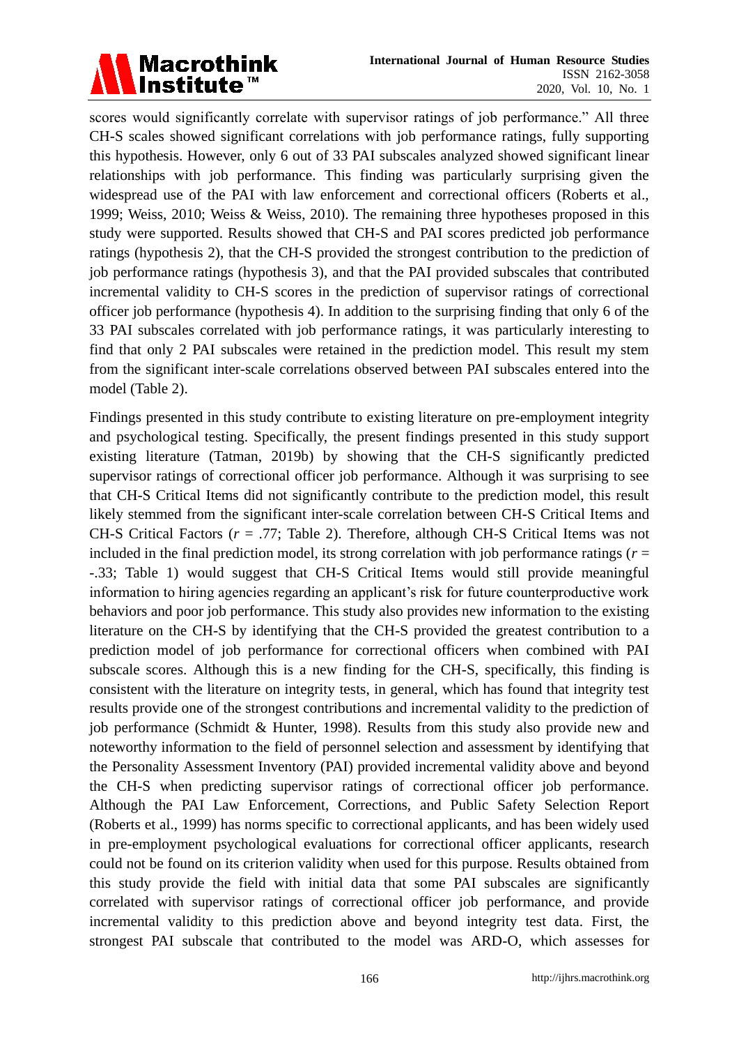scores would significantly correlate with supervisor ratings of job performance." All three CH-S scales showed significant correlations with job performance ratings, fully supporting this hypothesis. However, only 6 out of 33 PAI subscales analyzed showed significant linear relationships with job performance. This finding was particularly surprising given the widespread use of the PAI with law enforcement and correctional officers (Roberts et al., 1999; Weiss, 2010; Weiss & Weiss, 2010). The remaining three hypotheses proposed in this study were supported. Results showed that CH-S and PAI scores predicted job performance ratings (hypothesis 2), that the CH-S provided the strongest contribution to the prediction of job performance ratings (hypothesis 3), and that the PAI provided subscales that contributed incremental validity to CH-S scores in the prediction of supervisor ratings of correctional officer job performance (hypothesis 4). In addition to the surprising finding that only 6 of the 33 PAI subscales correlated with job performance ratings, it was particularly interesting to find that only 2 PAI subscales were retained in the prediction model. This result my stem from the significant inter-scale correlations observed between PAI subscales entered into the model (Table 2).

Findings presented in this study contribute to existing literature on pre-employment integrity and psychological testing. Specifically, the present findings presented in this study support existing literature (Tatman, 2019b) by showing that the CH-S significantly predicted supervisor ratings of correctional officer job performance. Although it was surprising to see that CH-S Critical Items did not significantly contribute to the prediction model, this result likely stemmed from the significant inter-scale correlation between CH-S Critical Items and CH-S Critical Factors ($r$ = .77; Table 2). Therefore, although CH-S Critical Items was not included in the final prediction model, its strong correlation with job performance ratings ($r$ = -.33; Table 1) would suggest that CH-S Critical Items would still provide meaningful information to hiring agencies regarding an applicant's risk for future counterproductive work behaviors and poor job performance. This study also provides new information to the existing literature on the CH-S by identifying that the CH-S provided the greatest contribution to a prediction model of job performance for correctional officers when combined with PAI subscale scores. Although this is a new finding for the CH-S, specifically, this finding is consistent with the literature on integrity tests, in general, which has found that integrity test results provide one of the strongest contributions and incremental validity to the prediction of job performance (Schmidt & Hunter, 1998). Results from this study also provide new and noteworthy information to the field of personnel selection and assessment by identifying that the Personality Assessment Inventory (PAI) provided incremental validity above and beyond the CH-S when predicting supervisor ratings of correctional officer job performance. Although the PAI Law Enforcement, Corrections, and Public Safety Selection Report (Roberts et al., 1999) has norms specific to correctional applicants, and has been widely used in pre-employment psychological evaluations for correctional officer applicants, research could not be found on its criterion validity when used for this purpose. Results obtained from this study provide the field with initial data that some PAI subscales are significantly correlated with supervisor ratings of correctional officer job performance, and provide incremental validity to this prediction above and beyond integrity test data. First, the strongest PAI subscale that contributed to the model was ARD-O, which assesses for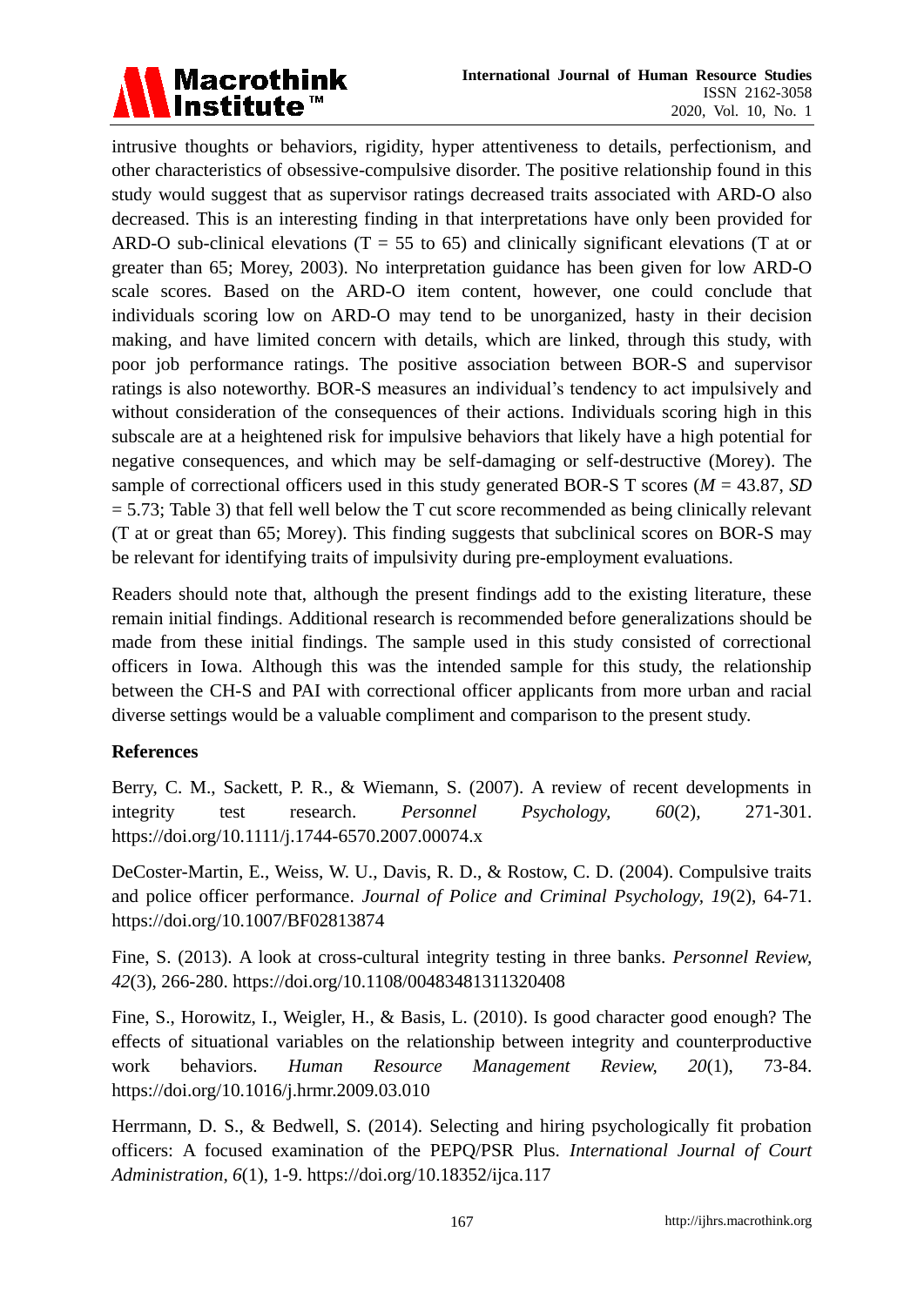intrusive thoughts or behaviors, rigidity, hyper attentiveness to details, perfectionism, and other characteristics of obsessive-compulsive disorder. The positive relationship found in this study would suggest that as supervisor ratings decreased traits associated with ARD-O also decreased. This is an interesting finding in that interpretations have only been provided for ARD-O sub-clinical elevations (T = 55 to 65) and clinically significant elevations (T at or greater than 65; Morey, 2003). No interpretation guidance has been given for low ARD-O scale scores. Based on the ARD-O item content, however, one could conclude that individuals scoring low on ARD-O may tend to be unorganized, hasty in their decision making, and have limited concern with details, which are linked, through this study, with poor job performance ratings. The positive association between BOR-S and supervisor ratings is also noteworthy. BOR-S measures an individual's tendency to act impulsively and without consideration of the consequences of their actions. Individuals scoring high in this subscale are at a heightened risk for impulsive behaviors that likely have a high potential for negative consequences, and which may be self-damaging or self-destructive (Morey). The sample of correctional officers used in this study generated BOR-S T scores ($M$ = 43.87, $SD$ = 5.73; Table 3) that fell well below the T cut score recommended as being clinically relevant (T at or great than 65; Morey). This finding suggests that subclinical scores on BOR-S may be relevant for identifying traits of impulsivity during pre-employment evaluations.

Readers should note that, although the present findings add to the existing literature, these remain initial findings. Additional research is recommended before generalizations should be made from these initial findings. The sample used in this study consisted of correctional officers in Iowa. Although this was the intended sample for this study, the relationship between the CH-S and PAI with correctional officer applicants from more urban and racial diverse settings would be a valuable compliment and comparison to the present study.

## References

Berry, C. M., Sackett, P. R., & Wiemann, S. (2007). A review of recent developments in integrity test research. *Personnel Psychology, 60*(2), 271-301. https://doi.org/10.1111/j.1744-6570.2007.00074.x

DeCoster-Martin, E., Weiss, W. U., Davis, R. D., & Rostow, C. D. (2004). Compulsive traits and police officer performance. *Journal of Police and Criminal Psychology, 19*(2), 64-71. https://doi.org/10.1007/BF02813874

Fine, S. (2013). A look at cross-cultural integrity testing in three banks. *Personnel Review, 42*(3), 266-280. https://doi.org/10.1108/00483481311320408

Fine, S., Horowitz, I., Weigler, H., & Basis, L. (2010). Is good character good enough? The effects of situational variables on the relationship between integrity and counterproductive work behaviors. *Human Resource Management Review, 20*(1), 73-84. https://doi.org/10.1016/j.hrmr.2009.03.010

Herrmann, D. S., & Bedwell, S. (2014). Selecting and hiring psychologically fit probation officers: A focused examination of the PEPQ/PSR Plus. *International Journal of Court Administration, 6*(1), 1-9. https://doi.org/10.18352/ijca.117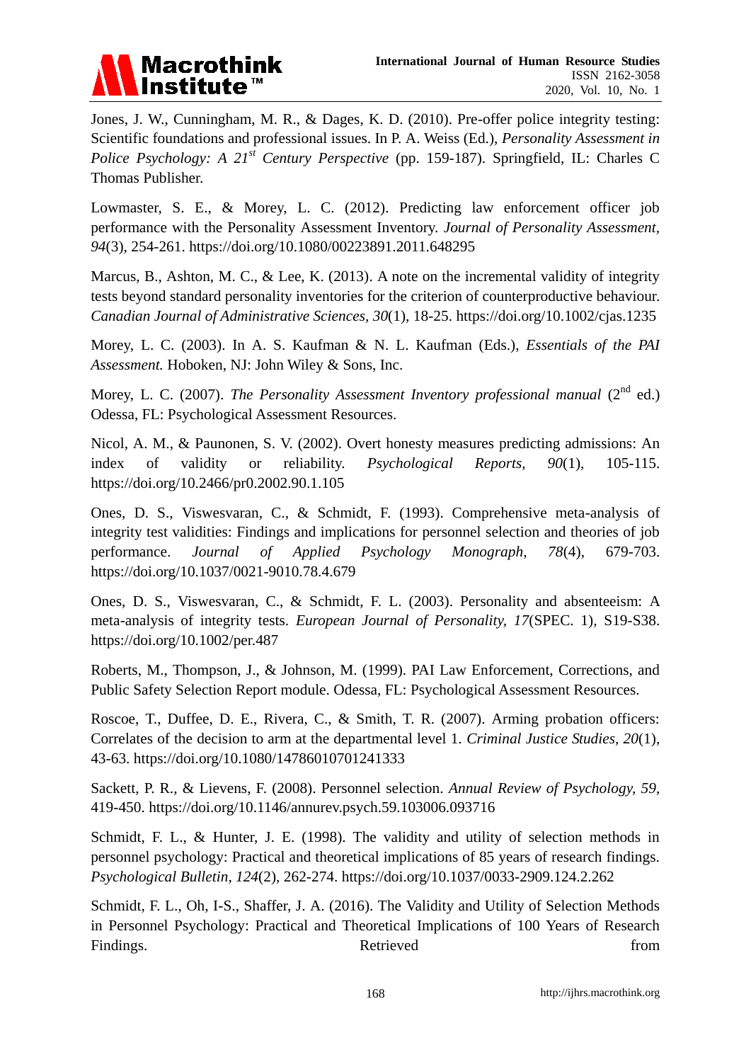Jones, J. W., Cunningham, M. R., & Dages, K. D. (2010). Pre-offer police integrity testing: Scientific foundations and professional issues. In P. A. Weiss (Ed.), *Personality Assessment in Police Psychology: A 21st Century Perspective* (pp. 159-187). Springfield, IL: Charles C Thomas Publisher.

Lowmaster, S. E., & Morey, L. C. (2012). Predicting law enforcement officer job performance with the Personality Assessment Inventory. *Journal of Personality Assessment, 94*(3), 254-261. https://doi.org/10.1080/00223891.2011.648295

Marcus, B., Ashton, M. C., & Lee, K. (2013). A note on the incremental validity of integrity tests beyond standard personality inventories for the criterion of counterproductive behaviour. *Canadian Journal of Administrative Sciences, 30*(1), 18-25. https://doi.org/10.1002/cjas.1235

Morey, L. C. (2003). In A. S. Kaufman & N. L. Kaufman (Eds.), *Essentials of the PAI Assessment.* Hoboken, NJ: John Wiley & Sons, Inc.

Morey, L. C. (2007). *The Personality Assessment Inventory professional manual* (2nd ed.) Odessa, FL: Psychological Assessment Resources.

Nicol, A. M., & Paunonen, S. V. (2002). Overt honesty measures predicting admissions: An index of validity or reliability. *Psychological Reports, 90*(1), 105-115. https://doi.org/10.2466/pr0.2002.90.1.105

Ones, D. S., Viswesvaran, C., & Schmidt, F. (1993). Comprehensive meta-analysis of integrity test validities: Findings and implications for personnel selection and theories of job performance. *Journal of Applied Psychology Monograph*, *78*(4), 679-703. https://doi.org/10.1037/0021-9010.78.4.679

Ones, D. S., Viswesvaran, C., & Schmidt, F. L. (2003). Personality and absenteeism: A meta-analysis of integrity tests. *European Journal of Personality, 17*(SPEC. 1), S19-S38. https://doi.org/10.1002/per.487

Roberts, M., Thompson, J., & Johnson, M. (1999). PAI Law Enforcement, Corrections, and Public Safety Selection Report module. Odessa, FL: Psychological Assessment Resources.

Roscoe, T., Duffee, D. E., Rivera, C., & Smith, T. R. (2007). Arming probation officers: Correlates of the decision to arm at the departmental level 1. *Criminal Justice Studies, 20*(1), 43-63. https://doi.org/10.1080/14786010701241333

Sackett, P. R., & Lievens, F. (2008). Personnel selection. *Annual Review of Psychology, 59*, 419-450. https://doi.org/10.1146/annurev.psych.59.103006.093716

Schmidt, F. L., & Hunter, J. E. (1998). The validity and utility of selection methods in personnel psychology: Practical and theoretical implications of 85 years of research findings. *Psychological Bulletin, 124*(2), 262-274. https://doi.org/10.1037/0033-2909.124.2.262

Schmidt, F. L., Oh, I-S., Shaffer, J. A. (2016). The Validity and Utility of Selection Methods in Personnel Psychology: Practical and Theoretical Implications of 100 Years of Research Findings. Retrieved from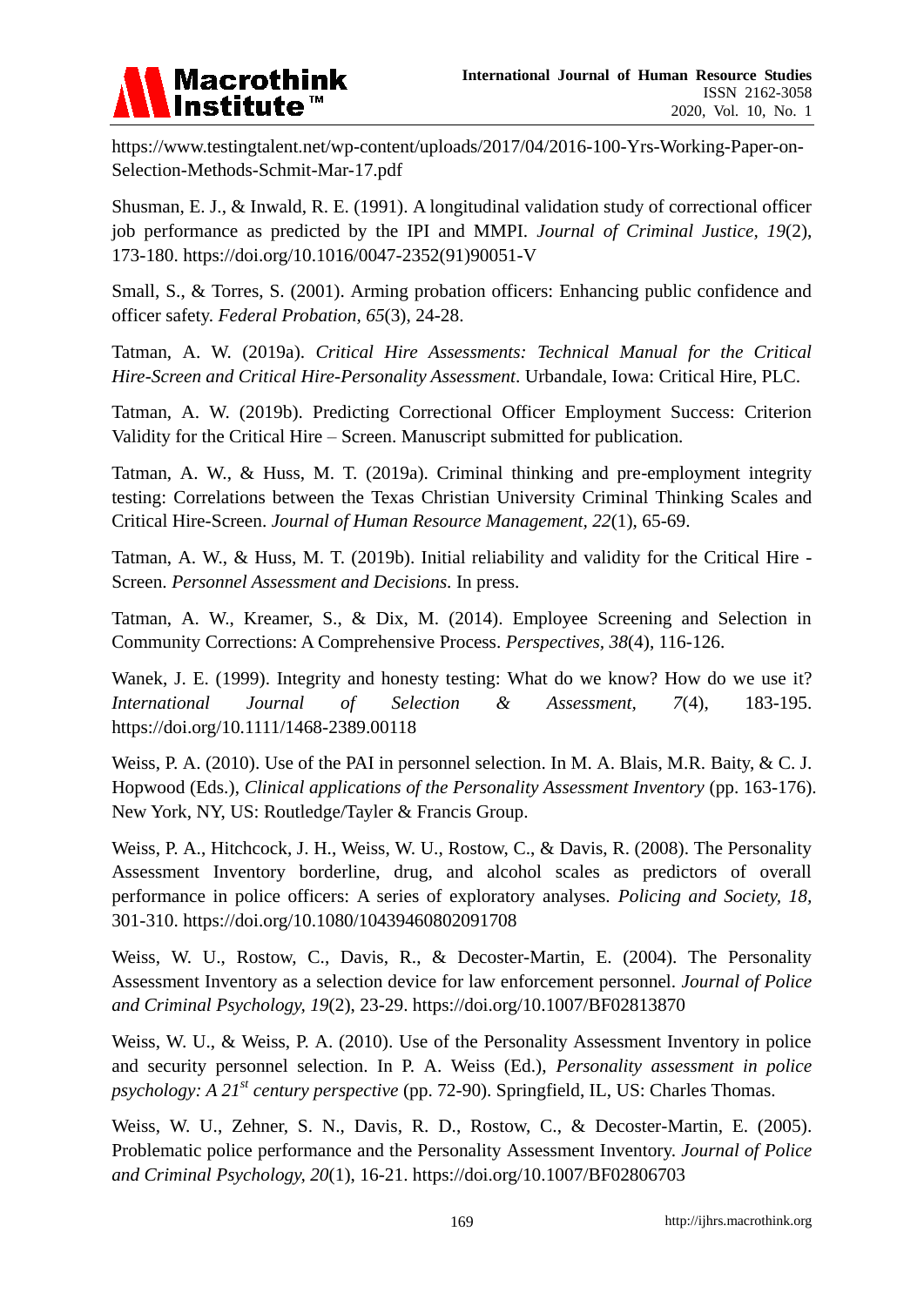https://www.testingtalent.net/wp-content/uploads/2017/04/2016-100-Yrs-Working-Paper-on-Selection-Methods-Schmit-Mar-17.pdf

Shusman, E. J., & Inwald, R. E. (1991). A longitudinal validation study of correctional officer job performance as predicted by the IPI and MMPI. *Journal of Criminal Justice, 19*(2), 173-180. https://doi.org/10.1016/0047-2352(91)90051-V

Small, S., & Torres, S. (2001). Arming probation officers: Enhancing public confidence and officer safety. *Federal Probation, 65*(3), 24-28.

Tatman, A. W. (2019a). *Critical Hire Assessments: Technical Manual for the Critical Hire-Screen and Critical Hire-Personality Assessment*. Urbandale, Iowa: Critical Hire, PLC.

Tatman, A. W. (2019b). Predicting Correctional Officer Employment Success: Criterion Validity for the Critical Hire – Screen. Manuscript submitted for publication.

Tatman, A. W., & Huss, M. T. (2019a). Criminal thinking and pre-employment integrity testing: Correlations between the Texas Christian University Criminal Thinking Scales and Critical Hire-Screen. *Journal of Human Resource Management, 22*(1), 65-69.

Tatman, A. W., & Huss, M. T. (2019b). Initial reliability and validity for the Critical Hire - Screen. *Personnel Assessment and Decisions.* In press.

Tatman, A. W., Kreamer, S., & Dix, M. (2014). Employee Screening and Selection in Community Corrections: A Comprehensive Process. *Perspectives, 38*(4), 116-126.

Wanek, J. E. (1999). Integrity and honesty testing: What do we know? How do we use it? *International Journal of Selection & Assessment, 7*(4), 183-195. https://doi.org/10.1111/1468-2389.00118

Weiss, P. A. (2010). Use of the PAI in personnel selection. In M. A. Blais, M.R. Baity, & C. J. Hopwood (Eds.), *Clinical applications of the Personality Assessment Inventory* (pp. 163-176). New York, NY, US: Routledge/Tayler & Francis Group.

Weiss, P. A., Hitchcock, J. H., Weiss, W. U., Rostow, C., & Davis, R. (2008). The Personality Assessment Inventory borderline, drug, and alcohol scales as predictors of overall performance in police officers: A series of exploratory analyses. *Policing and Society, 18,* 301-310. https://doi.org/10.1080/10439460802091708

Weiss, W. U., Rostow, C., Davis, R., & Decoster-Martin, E. (2004). The Personality Assessment Inventory as a selection device for law enforcement personnel. *Journal of Police and Criminal Psychology, 19*(2), 23-29. https://doi.org/10.1007/BF02813870

Weiss, W. U., & Weiss, P. A. (2010). Use of the Personality Assessment Inventory in police and security personnel selection. In P. A. Weiss (Ed.), *Personality assessment in police psychology: A 21st century perspective* (pp. 72-90). Springfield, IL, US: Charles Thomas.

Weiss, W. U., Zehner, S. N., Davis, R. D., Rostow, C., & Decoster-Martin, E. (2005). Problematic police performance and the Personality Assessment Inventory. *Journal of Police and Criminal Psychology, 20*(1), 16-21. https://doi.org/10.1007/BF02806703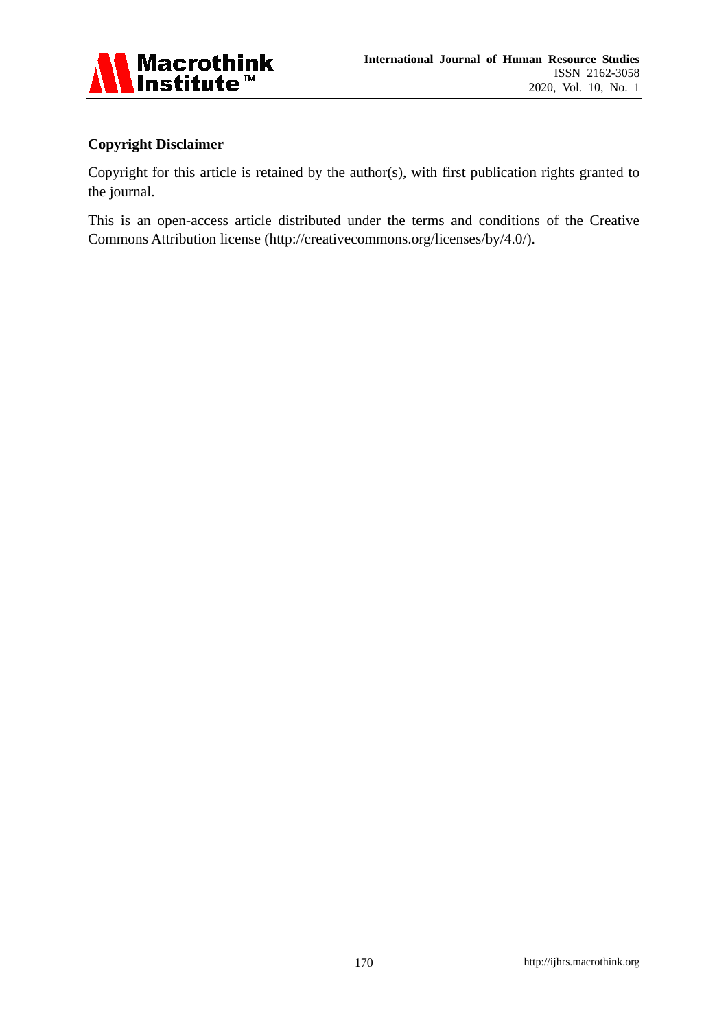## Copyright Disclaimer

Copyright for this article is retained by the author(s), with first publication rights granted to the journal.

This is an open-access article distributed under the terms and conditions of the Creative Commons Attribution license (http://creativecommons.org/licenses/by/4.0/).